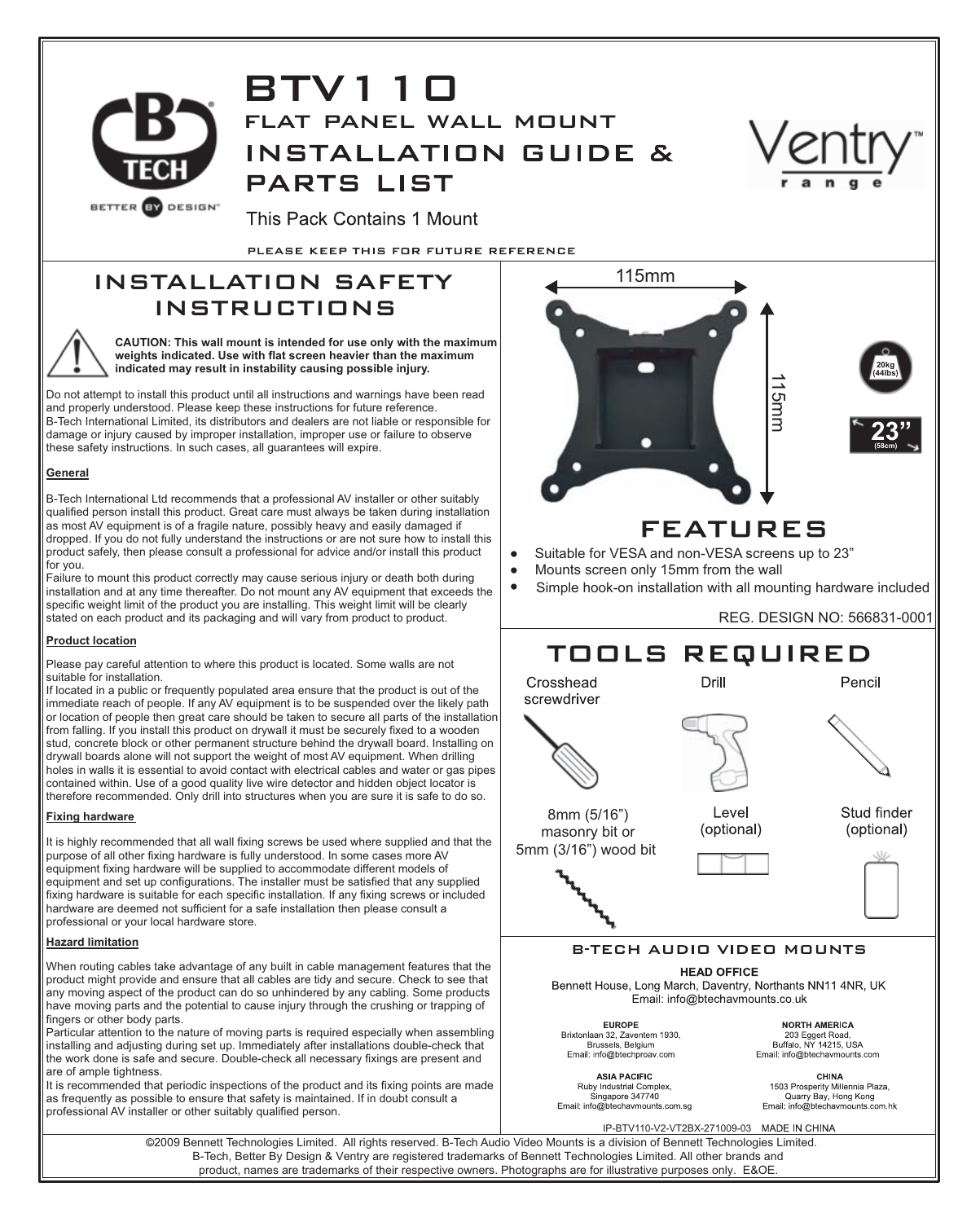# BTV110

## FLAT PANEL WALL MOUNT

## INSTALLATION GUIDE & PARTS LIST

This Pack Contains 1 Mount

PLEASE KEEP THIS FOR FUTURE REFERENCE

## INSTALLATION SAFETY INSTRUCTIONS

**CAUTION: This wall mount is intended for use only with the maximum weights indicated. Use with flat screen heavier than the maximum indicated may result in instability causing possible injury.**

Do not attempt to install this product until all instructions and warnings have been read and properly understood. Please keep these instructions for future reference.
B-Tech International Limited, its distributors and dealers are not liable or responsible for damage or injury caused by improper installation, improper use or failure to observe these safety instructions. In such cases, all guarantees will expire.

**General**

B-Tech International Ltd recommends that a professional AV installer or other suitably qualified person install this product. Great care must always be taken during installation as most AV equipment is of a fragile nature, possibly heavy and easily damaged if dropped. If you do not fully understand the instructions or are not sure how to install this product safely, then please consult a professional for advice and/or install this product for you.
Failure to mount this product correctly may cause serious injury or death both during installation and at any time thereafter. Do not mount any AV equipment that exceeds the specific weight limit of the product you are installing. This weight limit will be clearly stated on each product and its packaging and will vary from product to product.

**Product location**

Please pay careful attention to where this product is located. Some walls are not suitable for installation.
If located in a public or frequently populated area ensure that the product is out of the immediate reach of people. If any AV equipment is to be suspended over the likely path or location of people then great care should be taken to secure all parts of the installation from falling. If you install this product on drywall it must be securely fixed to a wooden stud, concrete block or other permanent structure behind the drywall board. Installing on drywall boards alone will not support the weight of most AV equipment. When drilling holes in walls it is essential to avoid contact with electrical cables and water or gas pipes contained within. Use of a good quality live wire detector and hidden object locator is therefore recommended. Only drill into structures when you are sure it is safe to do so.

**Fixing hardware**

It is highly recommended that all wall fixing screws be used where supplied and that the purpose of all other fixing hardware is fully understood. In some cases more AV equipment fixing hardware will be supplied to accommodate different models of equipment and set up configurations. The installer must be satisfied that any supplied fixing hardware is suitable for each specific installation. If any fixing screws or included hardware are deemed not sufficient for a safe installation then please consult a professional or your local hardware store.

**Hazard limitation**

When routing cables take advantage of any built in cable management features that the product might provide and ensure that all cables are tidy and secure. Check to see that any moving aspect of the product can do so unhindered by any cabling. Some products have moving parts and the potential to cause injury through the crushing or trapping of fingers or other body parts.
Particular attention to the nature of moving parts is required especially when assembling installing and adjusting during set up. Immediately after installations double-check that the work done is safe and secure. Double-check all necessary fixings are present and are of ample tightness.
It is recommended that periodic inspections of the product and its fixing points are made as frequently as possible to ensure that safety is maintained. If in doubt consult a professional AV installer or other suitably qualified person.

115mm

115mm

20kg (44lbs)

23" (58cm)

## FEATURES

- Suitable for VESA and non-VESA screens up to 23"
- Mounts screen only 15mm from the wall
- Simple hook-on installation with all mounting hardware included

REG. DESIGN NO: 566831-0001

## TOOLS REQUIRED

- Crosshead screwdriver
- Drill
- Pencil
- 8mm (5/16") masonry bit or 5mm (3/16") wood bit
- Level (optional)
- Stud finder (optional)

### B-TECH AUDIO VIDEO MOUNTS

**HEAD OFFICE**
Bennett House, Long March, Daventry, Northants NN11 4NR, UK
Email: info@btechavmounts.co.uk

**EUROPE**
Brixtonlaan 32, Zaventem 1930,
Brussels, Belgium
Email: info@btechproav.com

**NORTH AMERICA**
203 Eggert Road,
Buffalo, NY 14215, USA
Email: info@btechavmounts.com

**ASIA PACIFIC**
Ruby Industrial Complex,
Singapore 347740
Email: info@btechavmounts.com.sg

**CHINA**
1503 Prosperity Millennia Plaza,
Quarry Bay, Hong Kong
Email: info@btechavmounts.com.hk

IP-BTV110-V2-VT2BX-271009-03 MADE IN CHINA

©2009 Bennett Technologies Limited. All rights reserved. B-Tech Audio Video Mounts is a division of Bennett Technologies Limited. B-Tech, Better By Design & Ventry are registered trademarks of Bennett Technologies Limited. All other brands and product, names are trademarks of their respective owners. Photographs are for illustrative purposes only. E&OE.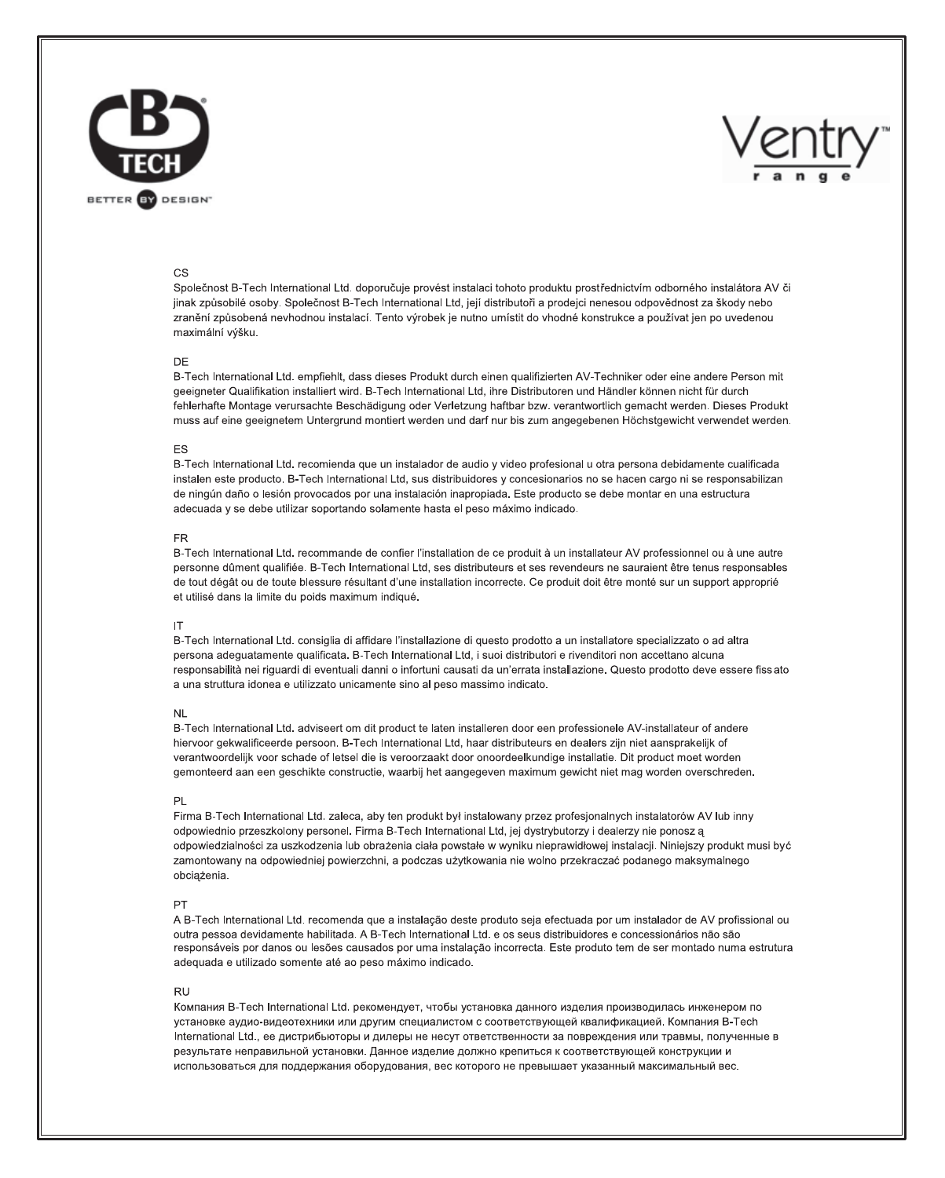CS

Společnost B-Tech International Ltd. doporučuje provést instalaci tohoto produktu prostřednictvím odborného instalátora AV či jinak způsobilé osoby. Společnost B-Tech International Ltd, její distributoři a prodejci nenesou odpovědnost za škody nebo zranění způsobená nevhodnou instalací. Tento výrobek je nutno umístit do vhodné konstrukce a používat jen po uvedenou maximální výšku.

DE

B-Tech International Ltd. empfiehlt, dass dieses Produkt durch einen qualifizierten AV-Techniker oder eine andere Person mit geeigneter Qualifikation installiert wird. B-Tech International Ltd, ihre Distributoren und Händler können nicht für durch fehlerhafte Montage verursachte Beschädigung oder Verletzung haftbar bzw. verantwortlich gemacht werden. Dieses Produkt muss auf eine geeignetem Untergrund montiert werden und darf nur bis zum angegebenen Höchstgewicht verwendet werden.

ES

B-Tech International Ltd. recomienda que un instalador de audio y video profesional u otra persona debidamente cualificada instalen este producto. B-Tech International Ltd, sus distribuidores y concesionarios no se hacen cargo ni se responsabilizan de ningún daño o lesión provocados por una instalación inapropiada. Este producto se debe montar en una estructura adecuada y se debe utilizar soportando solamente hasta el peso máximo indicado.

FR

B-Tech International Ltd. recommande de confier l'installation de ce produit à un installateur AV professionnel ou à une autre personne dûment qualifiée. B-Tech International Ltd, ses distributeurs et ses revendeurs ne sauraient être tenus responsables de tout dégât ou de toute blessure résultant d'une installation incorrecte. Ce produit doit être monté sur un support approprié et utilisé dans la limite du poids maximum indiqué.

IT

B-Tech International Ltd. consiglia di affidare l'installazione di questo prodotto a un installatore specializzato o ad altra persona adeguatamente qualificata. B-Tech International Ltd, i suoi distributori e rivenditori non accettano alcuna responsabilità nei riguardi di eventuali danni o infortuni causati da un'errata installazione. Questo prodotto deve essere fissato a una struttura idonea e utilizzato unicamente sino al peso massimo indicato.

NL

B-Tech International Ltd. adviseert om dit product te laten installeren door een professionele AV-installateur of andere hiervoor gekwalificeerde persoon. B-Tech International Ltd, haar distributeurs en dealers zijn niet aansprakelijk of verantwoordelijk voor schade of letsel die is veroorzaakt door onoordeelkundige installatie. Dit product moet worden gemonteerd aan een geschikte constructie, waarbij het aangegeven maximum gewicht niet mag worden overschreden.

PL

Firma B-Tech International Ltd. zaleca, aby ten produkt był instalowany przez profesjonalnych instalatorów AV lub inny odpowiednio przeszkolony personel. Firma B-Tech International Ltd, jej dystrybutorzy i dealerzy nie ponoszą odpowiedzialności za uszkodzenia lub obrażenia ciała powstałe w wyniku nieprawidłowej instalacji. Niniejszy produkt musi być zamontowany na odpowiedniej powierzchni, a podczas użytkowania nie wolno przekraczać podanego maksymalnego obciążenia.

PT

A B-Tech International Ltd. recomenda que a instalação deste produto seja efectuada por um instalador de AV profissional ou outra pessoa devidamente habilitada. A B-Tech International Ltd. e os seus distribuidores e concessionários não são responsáveis por danos ou lesões causados por uma instalação incorrecta. Este produto tem de ser montado numa estrutura adequada e utilizado somente até ao peso máximo indicado.

RU

Компания B-Tech International Ltd. рекомендует, чтобы установка данного изделия производилась инженером по установке аудио-видеотехники или другим специалистом с соответствующей квалификацией. Компания B-Tech International Ltd., ее дистрибьюторы и дилеры не несут ответственности за повреждения или травмы, полученные в результате неправильной установки. Данное изделие должно крепиться к соответствующей конструкции и использоваться для поддержания оборудования, вес которого не превышает указанный максимальный вес.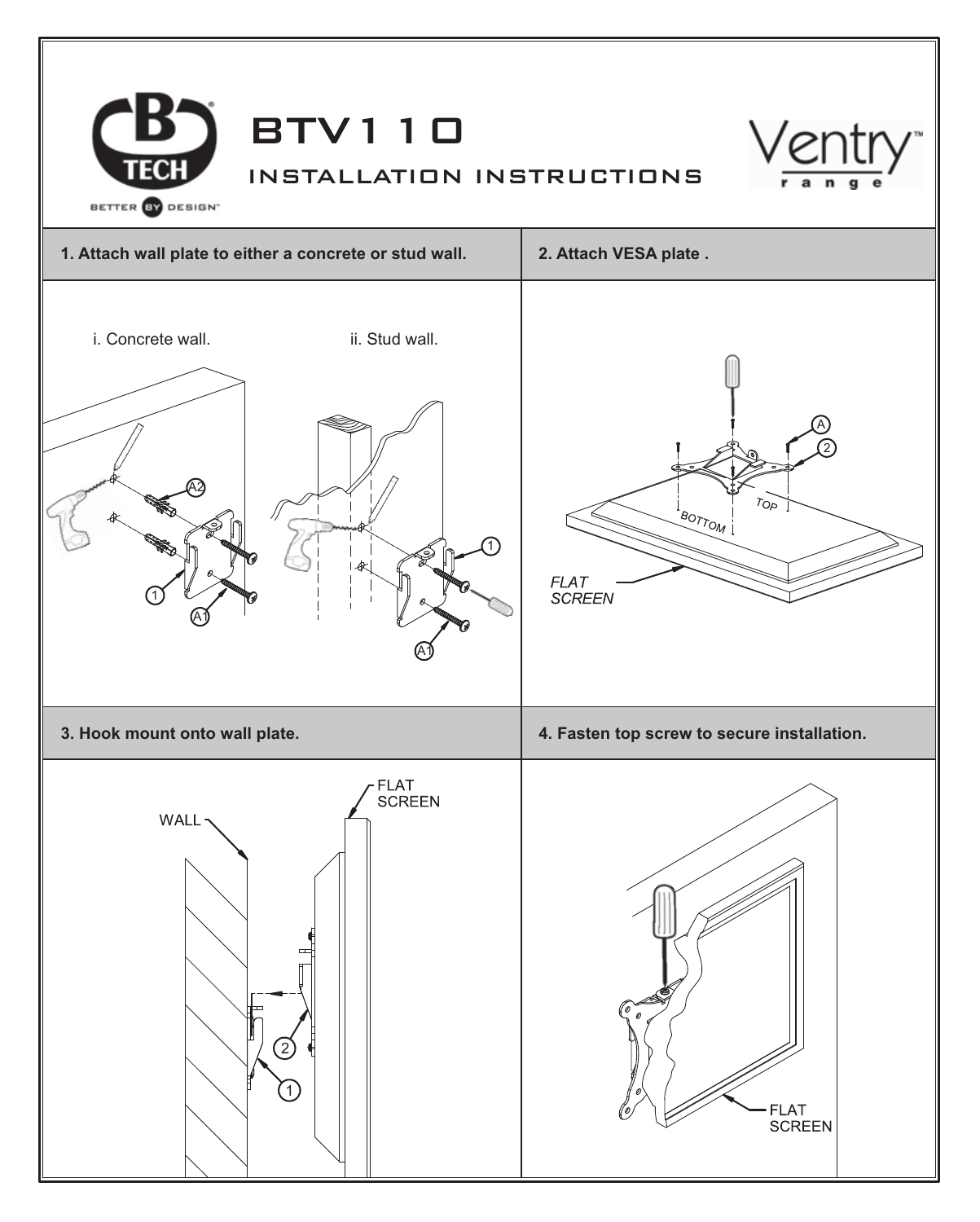# BTV110

## INSTALLATION INSTRUCTIONS

### 1. Attach wall plate to either a concrete or stud wall.

i. Concrete wall.

ii. Stud wall.

A2

1

A1

1

A1

### 2. Attach VESA plate .

A

2

TOP

BOTTOM

*FLAT SCREEN*

### 3. Hook mount onto wall plate.

WALL

FLAT SCREEN

2

1

### 4. Fasten top screw to secure installation.

FLAT SCREEN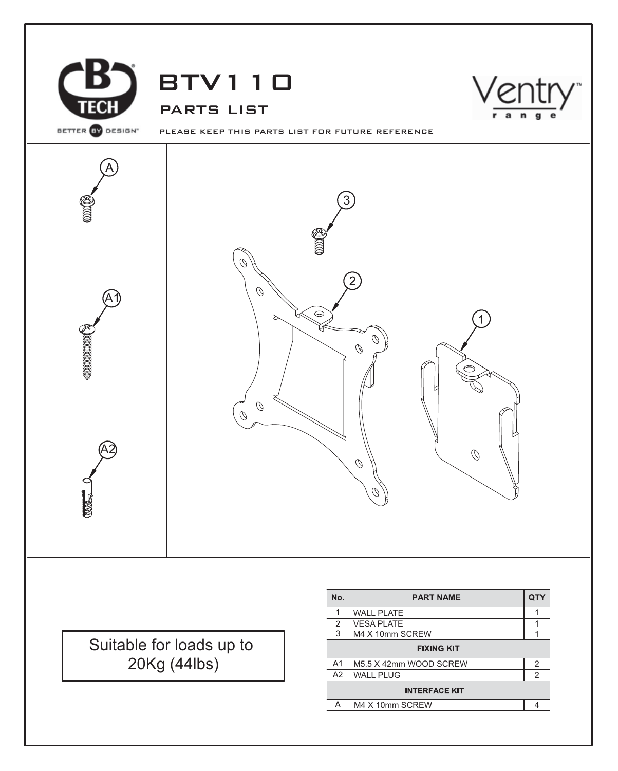# BTV110

## PARTS LIST

PLEASE KEEP THIS PARTS LIST FOR FUTURE REFERENCE

BETTER BY DESIGN

Ventry range

A

A1

A2

3

2

1

Suitable for loads up to 20Kg (44lbs)

| No. | PART NAME | QTY |
|---|---|---|
| 1 | WALL PLATE | 1 |
| 2 | VESA PLATE | 1 |
| 3 | M4 X 10mm SCREW | 1 |
| | **FIXING KIT** | |
| A1 | M5.5 X 42mm WOOD SCREW | 2 |
| A2 | WALL PLUG | 2 |
| | **INTERFACE KIT** | |
| A | M4 X 10mm SCREW | 4 |